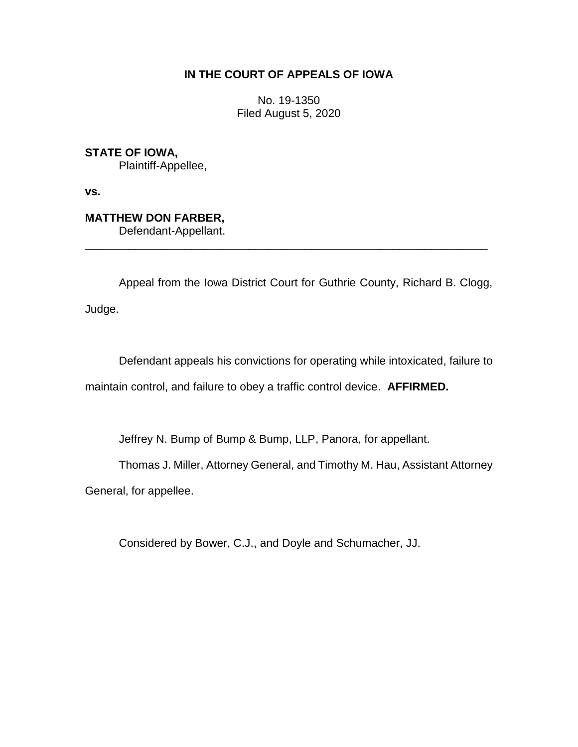**IN THE COURT OF APPEALS OF IOWA**

No. 19-1350
Filed August 5, 2020

**STATE OF IOWA,**
Plaintiff-Appellee,

**vs.**

**MATTHEW DON FARBER,**
Defendant-Appellant.

---

Appeal from the Iowa District Court for Guthrie County, Richard B. Clogg, Judge.

Defendant appeals his convictions for operating while intoxicated, failure to maintain control, and failure to obey a traffic control device. **AFFIRMED.**

Jeffrey N. Bump of Bump & Bump, LLP, Panora, for appellant.

Thomas J. Miller, Attorney General, and Timothy M. Hau, Assistant Attorney General, for appellee.

Considered by Bower, C.J., and Doyle and Schumacher, JJ.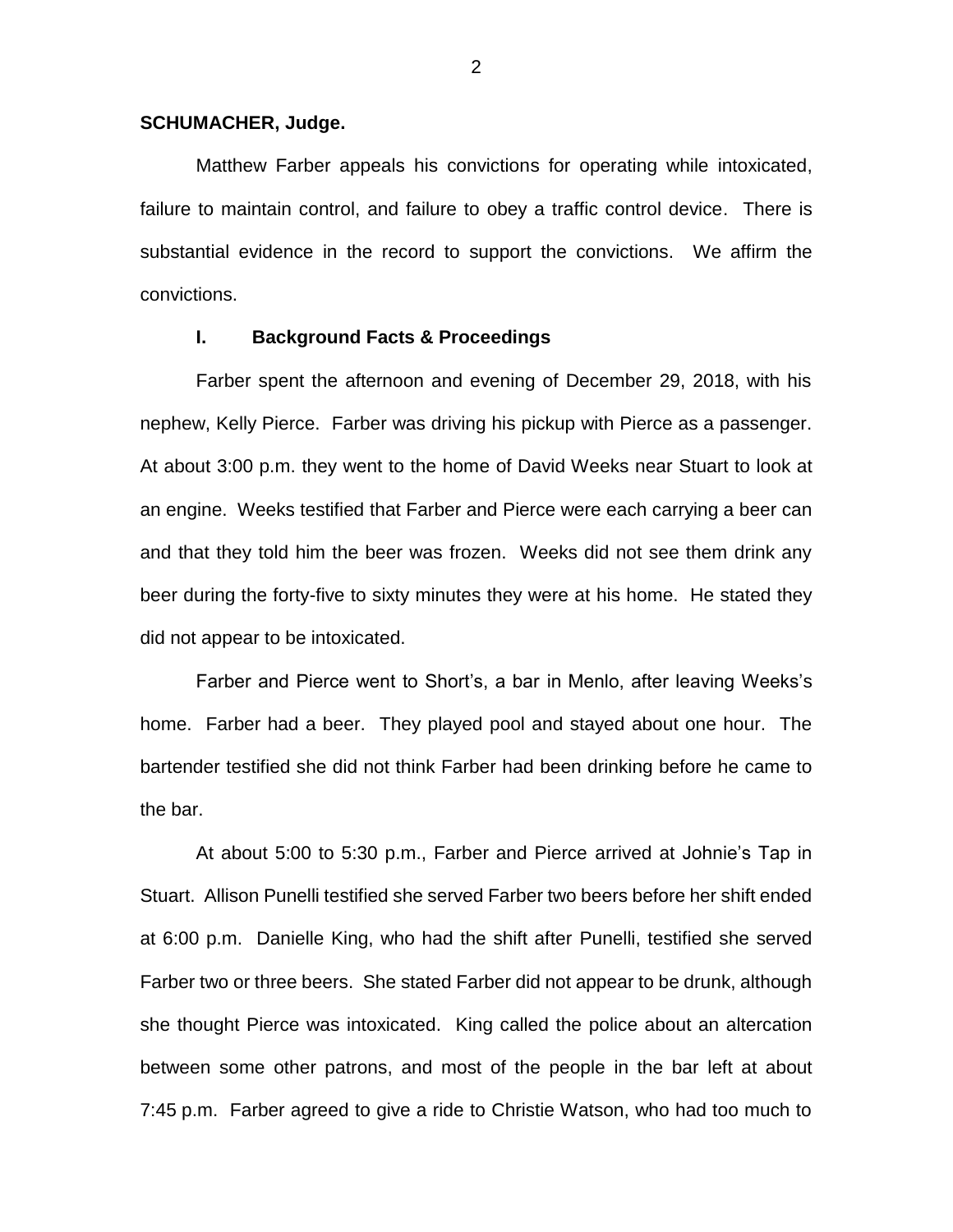**SCHUMACHER, Judge.**

Matthew Farber appeals his convictions for operating while intoxicated, failure to maintain control, and failure to obey a traffic control device. There is substantial evidence in the record to support the convictions. We affirm the convictions.

## I. Background Facts & Proceedings

Farber spent the afternoon and evening of December 29, 2018, with his nephew, Kelly Pierce. Farber was driving his pickup with Pierce as a passenger. At about 3:00 p.m. they went to the home of David Weeks near Stuart to look at an engine. Weeks testified that Farber and Pierce were each carrying a beer can and that they told him the beer was frozen. Weeks did not see them drink any beer during the forty-five to sixty minutes they were at his home. He stated they did not appear to be intoxicated.

Farber and Pierce went to Short's, a bar in Menlo, after leaving Weeks's home. Farber had a beer. They played pool and stayed about one hour. The bartender testified she did not think Farber had been drinking before he came to the bar.

At about 5:00 to 5:30 p.m., Farber and Pierce arrived at Johnie's Tap in Stuart. Allison Punelli testified she served Farber two beers before her shift ended at 6:00 p.m. Danielle King, who had the shift after Punelli, testified she served Farber two or three beers. She stated Farber did not appear to be drunk, although she thought Pierce was intoxicated. King called the police about an altercation between some other patrons, and most of the people in the bar left at about 7:45 p.m. Farber agreed to give a ride to Christie Watson, who had too much to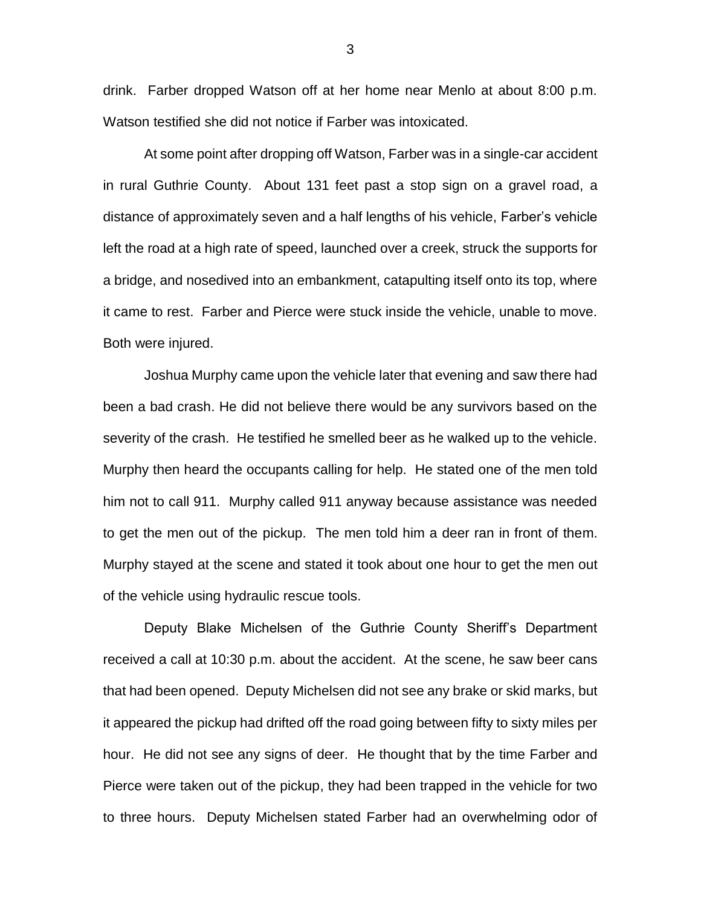drink. Farber dropped Watson off at her home near Menlo at about 8:00 p.m. Watson testified she did not notice if Farber was intoxicated.

At some point after dropping off Watson, Farber was in a single-car accident in rural Guthrie County. About 131 feet past a stop sign on a gravel road, a distance of approximately seven and a half lengths of his vehicle, Farber's vehicle left the road at a high rate of speed, launched over a creek, struck the supports for a bridge, and nosedived into an embankment, catapulting itself onto its top, where it came to rest. Farber and Pierce were stuck inside the vehicle, unable to move. Both were injured.

Joshua Murphy came upon the vehicle later that evening and saw there had been a bad crash. He did not believe there would be any survivors based on the severity of the crash. He testified he smelled beer as he walked up to the vehicle. Murphy then heard the occupants calling for help. He stated one of the men told him not to call 911. Murphy called 911 anyway because assistance was needed to get the men out of the pickup. The men told him a deer ran in front of them. Murphy stayed at the scene and stated it took about one hour to get the men out of the vehicle using hydraulic rescue tools.

Deputy Blake Michelsen of the Guthrie County Sheriff's Department received a call at 10:30 p.m. about the accident. At the scene, he saw beer cans that had been opened. Deputy Michelsen did not see any brake or skid marks, but it appeared the pickup had drifted off the road going between fifty to sixty miles per hour. He did not see any signs of deer. He thought that by the time Farber and Pierce were taken out of the pickup, they had been trapped in the vehicle for two to three hours. Deputy Michelsen stated Farber had an overwhelming odor of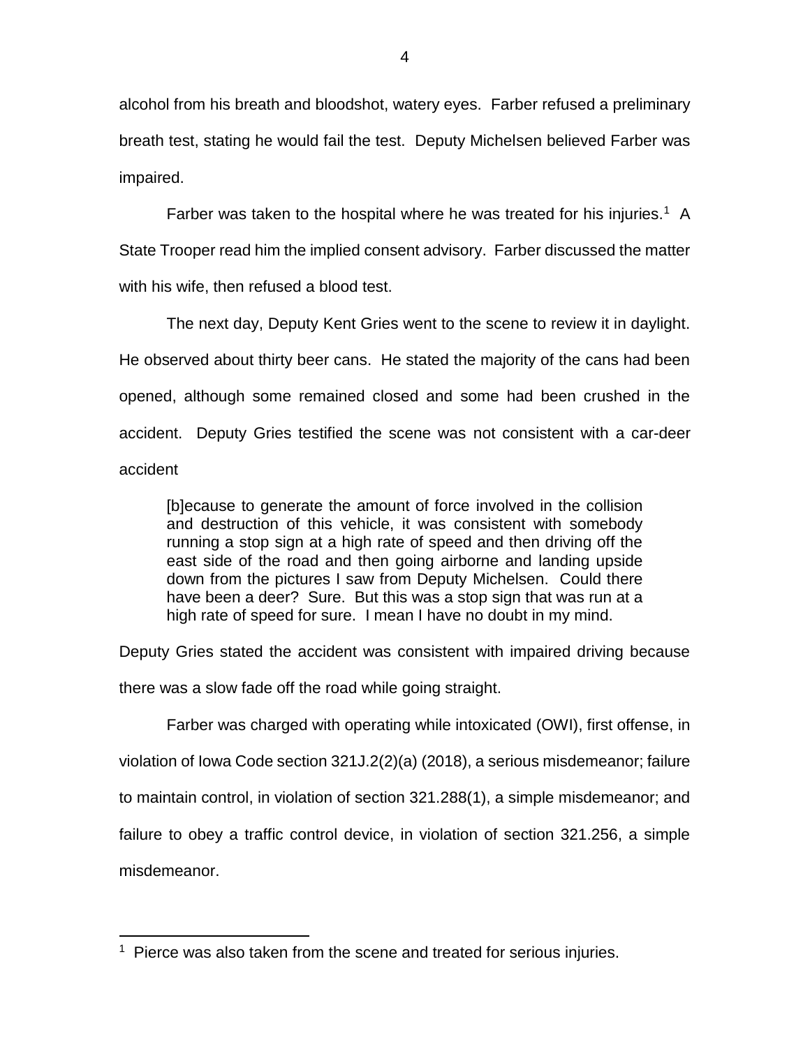alcohol from his breath and bloodshot, watery eyes. Farber refused a preliminary breath test, stating he would fail the test. Deputy Michelsen believed Farber was impaired.

Farber was taken to the hospital where he was treated for his injuries.[1] A State Trooper read him the implied consent advisory. Farber discussed the matter with his wife, then refused a blood test.

The next day, Deputy Kent Gries went to the scene to review it in daylight. He observed about thirty beer cans. He stated the majority of the cans had been opened, although some remained closed and some had been crushed in the accident. Deputy Gries testified the scene was not consistent with a car-deer accident

> [b]ecause to generate the amount of force involved in the collision and destruction of this vehicle, it was consistent with somebody running a stop sign at a high rate of speed and then driving off the east side of the road and then going airborne and landing upside down from the pictures I saw from Deputy Michelsen. Could there have been a deer? Sure. But this was a stop sign that was run at a high rate of speed for sure. I mean I have no doubt in my mind.

Deputy Gries stated the accident was consistent with impaired driving because there was a slow fade off the road while going straight.

Farber was charged with operating while intoxicated (OWI), first offense, in violation of Iowa Code section 321J.2(2)(a) (2018), a serious misdemeanor; failure to maintain control, in violation of section 321.288(1), a simple misdemeanor; and failure to obey a traffic control device, in violation of section 321.256, a simple misdemeanor.

[1] Pierce was also taken from the scene and treated for serious injuries.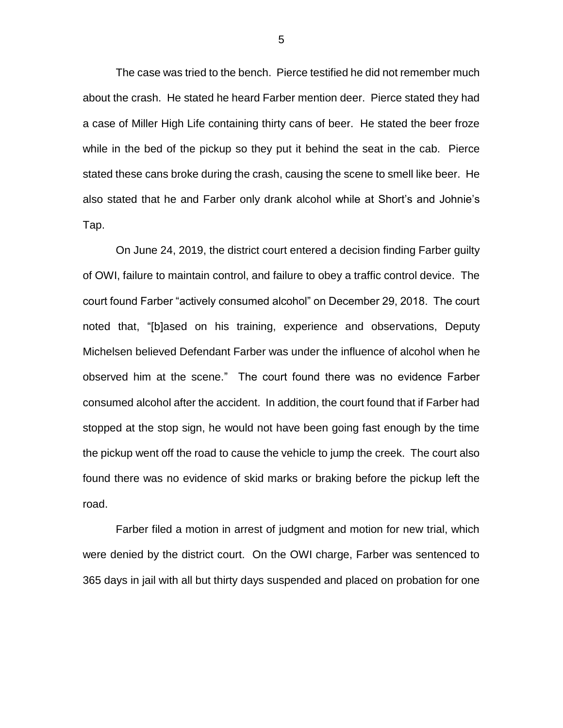The case was tried to the bench. Pierce testified he did not remember much about the crash. He stated he heard Farber mention deer. Pierce stated they had a case of Miller High Life containing thirty cans of beer. He stated the beer froze while in the bed of the pickup so they put it behind the seat in the cab. Pierce stated these cans broke during the crash, causing the scene to smell like beer. He also stated that he and Farber only drank alcohol while at Short's and Johnie's Tap.

On June 24, 2019, the district court entered a decision finding Farber guilty of OWI, failure to maintain control, and failure to obey a traffic control device. The court found Farber "actively consumed alcohol" on December 29, 2018. The court noted that, "[b]ased on his training, experience and observations, Deputy Michelsen believed Defendant Farber was under the influence of alcohol when he observed him at the scene." The court found there was no evidence Farber consumed alcohol after the accident. In addition, the court found that if Farber had stopped at the stop sign, he would not have been going fast enough by the time the pickup went off the road to cause the vehicle to jump the creek. The court also found there was no evidence of skid marks or braking before the pickup left the road.

Farber filed a motion in arrest of judgment and motion for new trial, which were denied by the district court. On the OWI charge, Farber was sentenced to 365 days in jail with all but thirty days suspended and placed on probation for one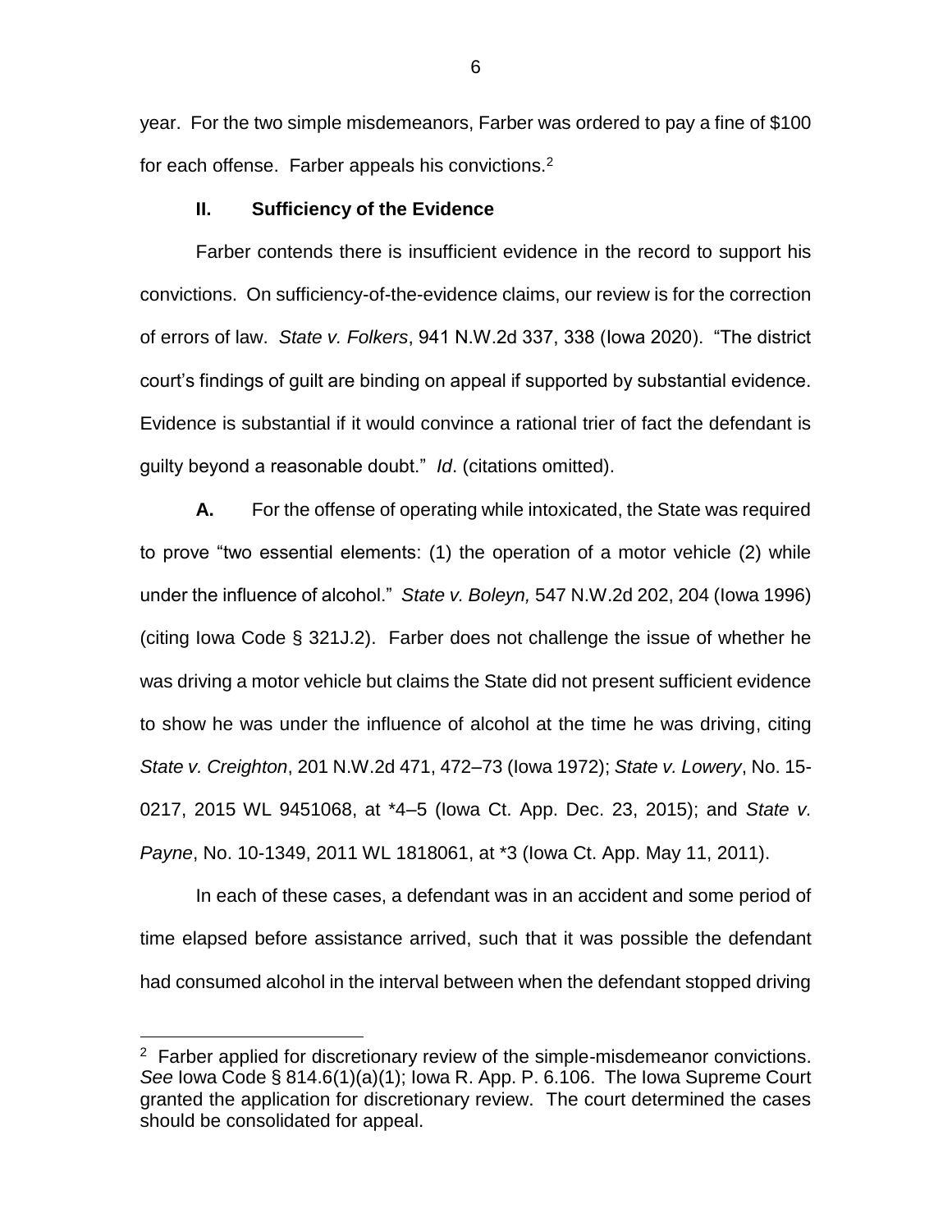year. For the two simple misdemeanors, Farber was ordered to pay a fine of $100 for each offense. Farber appeals his convictions.[2]

## II. Sufficiency of the Evidence

Farber contends there is insufficient evidence in the record to support his convictions. On sufficiency-of-the-evidence claims, our review is for the correction of errors of law. *State v. Folkers*, 941 N.W.2d 337, 338 (Iowa 2020). "The district court's findings of guilt are binding on appeal if supported by substantial evidence. Evidence is substantial if it would convince a rational trier of fact the defendant is guilty beyond a reasonable doubt." *Id*. (citations omitted).

**A.** For the offense of operating while intoxicated, the State was required to prove "two essential elements: (1) the operation of a motor vehicle (2) while under the influence of alcohol." *State v. Boleyn,* 547 N.W.2d 202, 204 (Iowa 1996) (citing Iowa Code § 321J.2). Farber does not challenge the issue of whether he was driving a motor vehicle but claims the State did not present sufficient evidence to show he was under the influence of alcohol at the time he was driving, citing *State v. Creighton*, 201 N.W.2d 471, 472–73 (Iowa 1972); *State v. Lowery*, No. 15-0217, 2015 WL 9451068, at *4–5 (Iowa Ct. App. Dec. 23, 2015); and *State v. Payne*, No. 10-1349, 2011 WL 1818061, at *3 (Iowa Ct. App. May 11, 2011).

In each of these cases, a defendant was in an accident and some period of time elapsed before assistance arrived, such that it was possible the defendant had consumed alcohol in the interval between when the defendant stopped driving

---

[2] Farber applied for discretionary review of the simple-misdemeanor convictions. *See* Iowa Code § 814.6(1)(a)(1); Iowa R. App. P. 6.106. The Iowa Supreme Court granted the application for discretionary review. The court determined the cases should be consolidated for appeal.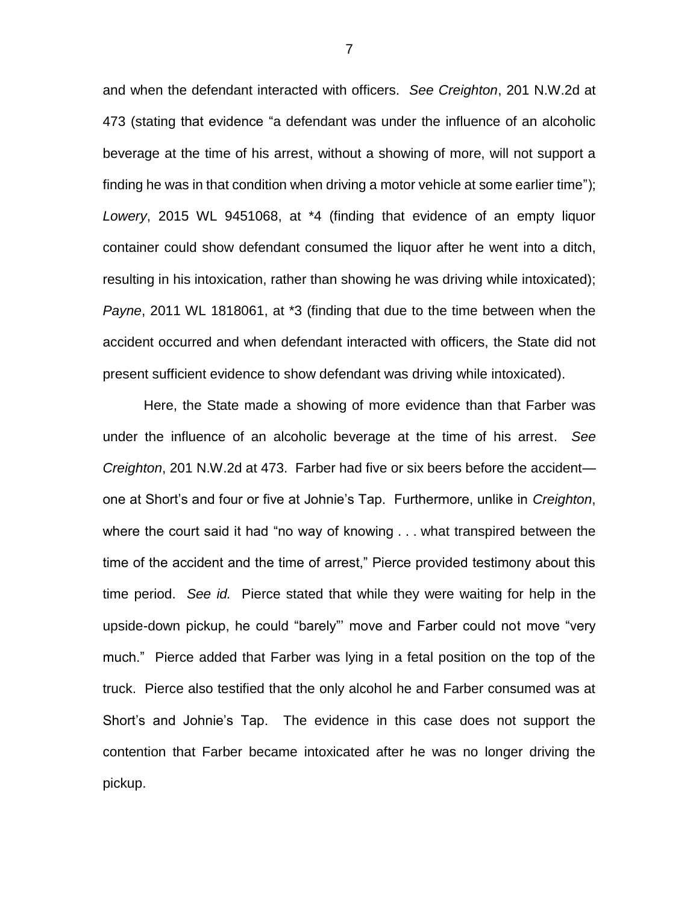and when the defendant interacted with officers. *See Creighton*, 201 N.W.2d at 473 (stating that evidence "a defendant was under the influence of an alcoholic beverage at the time of his arrest, without a showing of more, will not support a finding he was in that condition when driving a motor vehicle at some earlier time"); *Lowery*, 2015 WL 9451068, at *4 (finding that evidence of an empty liquor container could show defendant consumed the liquor after he went into a ditch, resulting in his intoxication, rather than showing he was driving while intoxicated); *Payne*, 2011 WL 1818061, at *3 (finding that due to the time between when the accident occurred and when defendant interacted with officers, the State did not present sufficient evidence to show defendant was driving while intoxicated).

Here, the State made a showing of more evidence than that Farber was under the influence of an alcoholic beverage at the time of his arrest. *See Creighton*, 201 N.W.2d at 473. Farber had five or six beers before the accident—one at Short's and four or five at Johnie's Tap. Furthermore, unlike in *Creighton*, where the court said it had "no way of knowing . . . what transpired between the time of the accident and the time of arrest," Pierce provided testimony about this time period. *See id.* Pierce stated that while they were waiting for help in the upside-down pickup, he could "barely"' move and Farber could not move "very much." Pierce added that Farber was lying in a fetal position on the top of the truck. Pierce also testified that the only alcohol he and Farber consumed was at Short's and Johnie's Tap. The evidence in this case does not support the contention that Farber became intoxicated after he was no longer driving the pickup.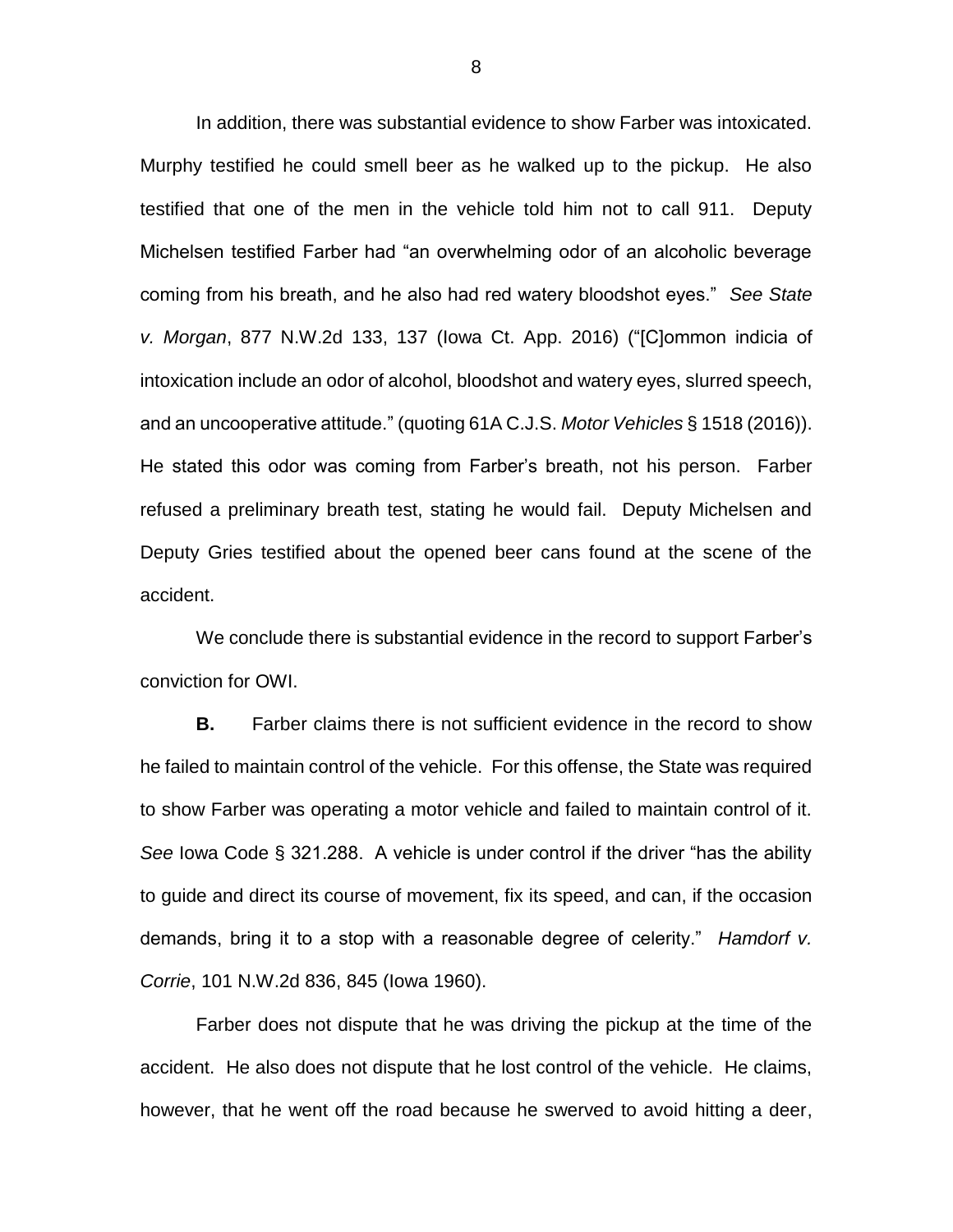In addition, there was substantial evidence to show Farber was intoxicated. Murphy testified he could smell beer as he walked up to the pickup. He also testified that one of the men in the vehicle told him not to call 911. Deputy Michelsen testified Farber had "an overwhelming odor of an alcoholic beverage coming from his breath, and he also had red watery bloodshot eyes." *See State v. Morgan*, 877 N.W.2d 133, 137 (Iowa Ct. App. 2016) ("[C]ommon indicia of intoxication include an odor of alcohol, bloodshot and watery eyes, slurred speech, and an uncooperative attitude." (quoting 61A C.J.S. *Motor Vehicles* § 1518 (2016)). He stated this odor was coming from Farber's breath, not his person. Farber refused a preliminary breath test, stating he would fail. Deputy Michelsen and Deputy Gries testified about the opened beer cans found at the scene of the accident.

We conclude there is substantial evidence in the record to support Farber's conviction for OWI.

**B.** Farber claims there is not sufficient evidence in the record to show he failed to maintain control of the vehicle. For this offense, the State was required to show Farber was operating a motor vehicle and failed to maintain control of it. *See* Iowa Code § 321.288. A vehicle is under control if the driver "has the ability to guide and direct its course of movement, fix its speed, and can, if the occasion demands, bring it to a stop with a reasonable degree of celerity." *Hamdorf v. Corrie*, 101 N.W.2d 836, 845 (Iowa 1960).

Farber does not dispute that he was driving the pickup at the time of the accident. He also does not dispute that he lost control of the vehicle. He claims, however, that he went off the road because he swerved to avoid hitting a deer,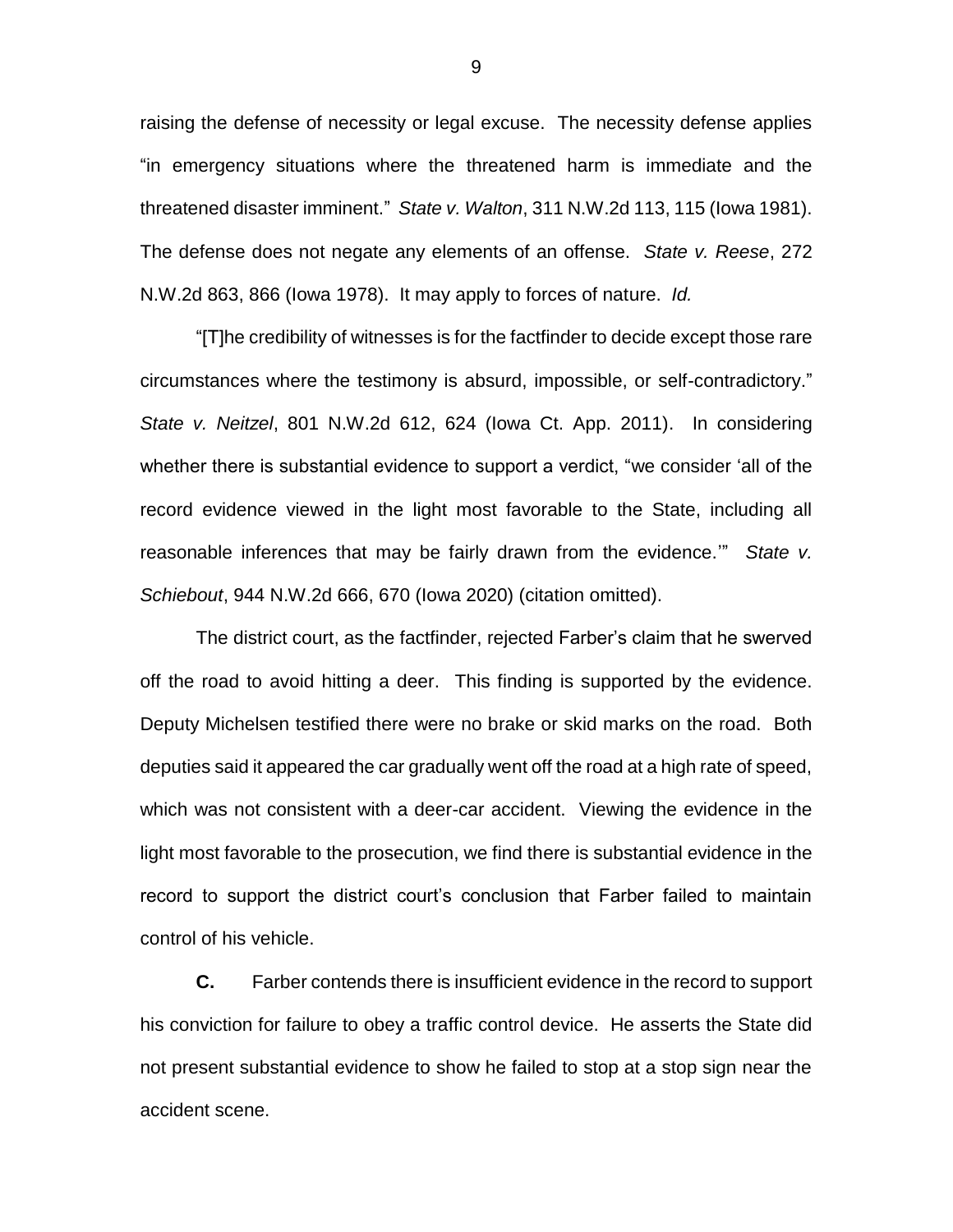raising the defense of necessity or legal excuse. The necessity defense applies "in emergency situations where the threatened harm is immediate and the threatened disaster imminent." *State v. Walton*, 311 N.W.2d 113, 115 (Iowa 1981). The defense does not negate any elements of an offense. *State v. Reese*, 272 N.W.2d 863, 866 (Iowa 1978). It may apply to forces of nature. *Id.*

"[T]he credibility of witnesses is for the factfinder to decide except those rare circumstances where the testimony is absurd, impossible, or self-contradictory." *State v. Neitzel*, 801 N.W.2d 612, 624 (Iowa Ct. App. 2011). In considering whether there is substantial evidence to support a verdict, "we consider 'all of the record evidence viewed in the light most favorable to the State, including all reasonable inferences that may be fairly drawn from the evidence.'" *State v. Schiebout*, 944 N.W.2d 666, 670 (Iowa 2020) (citation omitted).

The district court, as the factfinder, rejected Farber's claim that he swerved off the road to avoid hitting a deer. This finding is supported by the evidence. Deputy Michelsen testified there were no brake or skid marks on the road. Both deputies said it appeared the car gradually went off the road at a high rate of speed, which was not consistent with a deer-car accident. Viewing the evidence in the light most favorable to the prosecution, we find there is substantial evidence in the record to support the district court's conclusion that Farber failed to maintain control of his vehicle.

**C.** Farber contends there is insufficient evidence in the record to support his conviction for failure to obey a traffic control device. He asserts the State did not present substantial evidence to show he failed to stop at a stop sign near the accident scene.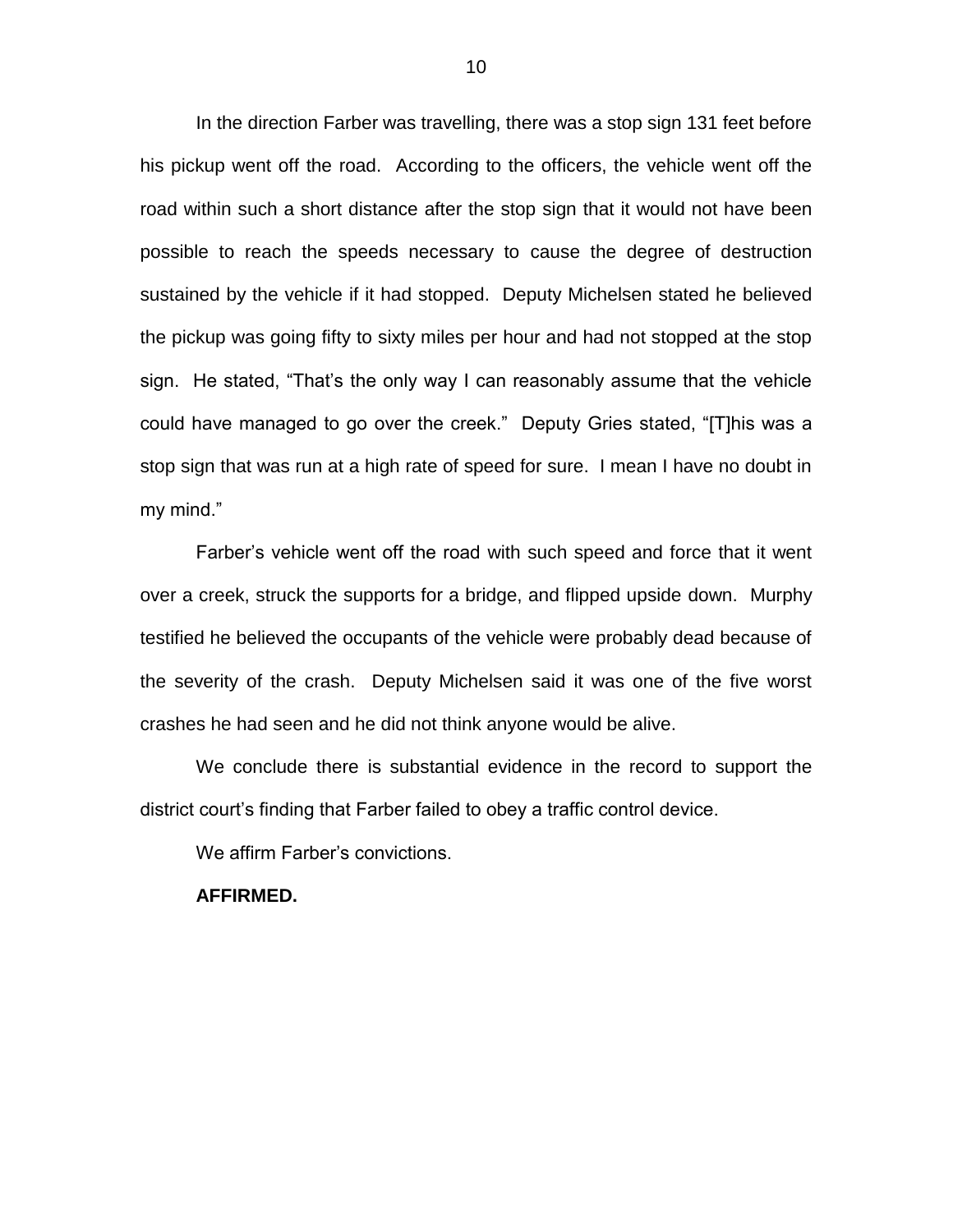In the direction Farber was travelling, there was a stop sign 131 feet before his pickup went off the road. According to the officers, the vehicle went off the road within such a short distance after the stop sign that it would not have been possible to reach the speeds necessary to cause the degree of destruction sustained by the vehicle if it had stopped. Deputy Michelsen stated he believed the pickup was going fifty to sixty miles per hour and had not stopped at the stop sign. He stated, "That's the only way I can reasonably assume that the vehicle could have managed to go over the creek." Deputy Gries stated, "[T]his was a stop sign that was run at a high rate of speed for sure. I mean I have no doubt in my mind."

Farber's vehicle went off the road with such speed and force that it went over a creek, struck the supports for a bridge, and flipped upside down. Murphy testified he believed the occupants of the vehicle were probably dead because of the severity of the crash. Deputy Michelsen said it was one of the five worst crashes he had seen and he did not think anyone would be alive.

We conclude there is substantial evidence in the record to support the district court's finding that Farber failed to obey a traffic control device.

We affirm Farber's convictions.

**AFFIRMED.**